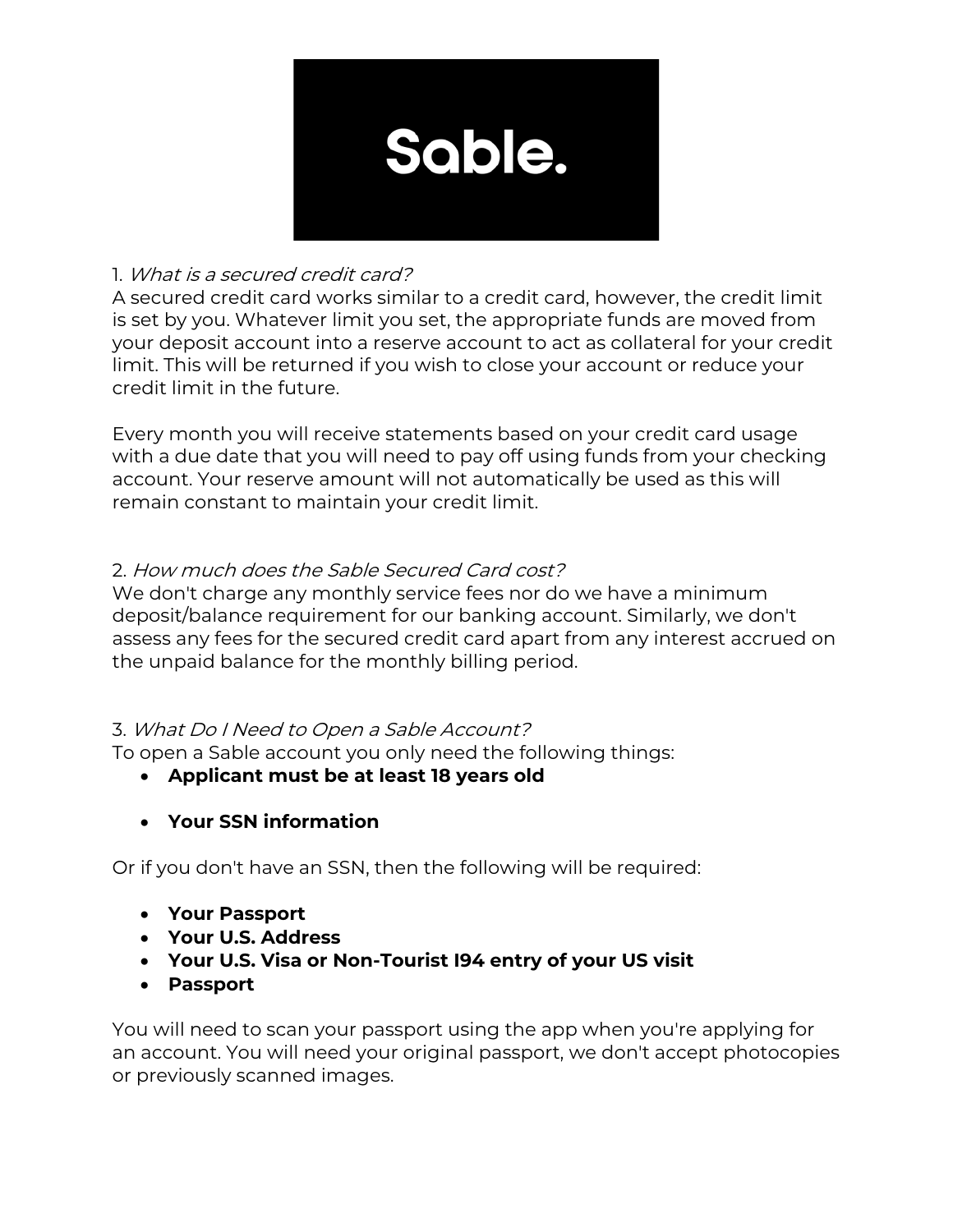# Sable.

1. *What is a secured credit card?*

A secured credit card works similar to a credit card, however, the credit limit is set by you. Whatever limit you set, the appropriate funds are moved from your deposit account into a reserve account to act as collateral for your credit limit. This will be returned if you wish to close your account or reduce your credit limit in the future.

Every month you will receive statements based on your credit card usage with a due date that you will need to pay off using funds from your checking account. Your reserve amount will not automatically be used as this will remain constant to maintain your credit limit.

2. *How much does the Sable Secured Card cost?*

We don't charge any monthly service fees nor do we have a minimum deposit/balance requirement for our banking account. Similarly, we don't assess any fees for the secured credit card apart from any interest accrued on the unpaid balance for the monthly billing period.

3. *What Do I Need to Open a Sable Account?*

To open a Sable account you only need the following things:

- **Applicant must be at least 18 years old**
- **Your SSN information**

Or if you don't have an SSN, then the following will be required:

- **Your Passport**
- **Your U.S. Address**
- **Your U.S. Visa or Non-Tourist I94 entry of your US visit**
- **Passport**

You will need to scan your passport using the app when you're applying for an account. You will need your original passport, we don't accept photocopies or previously scanned images.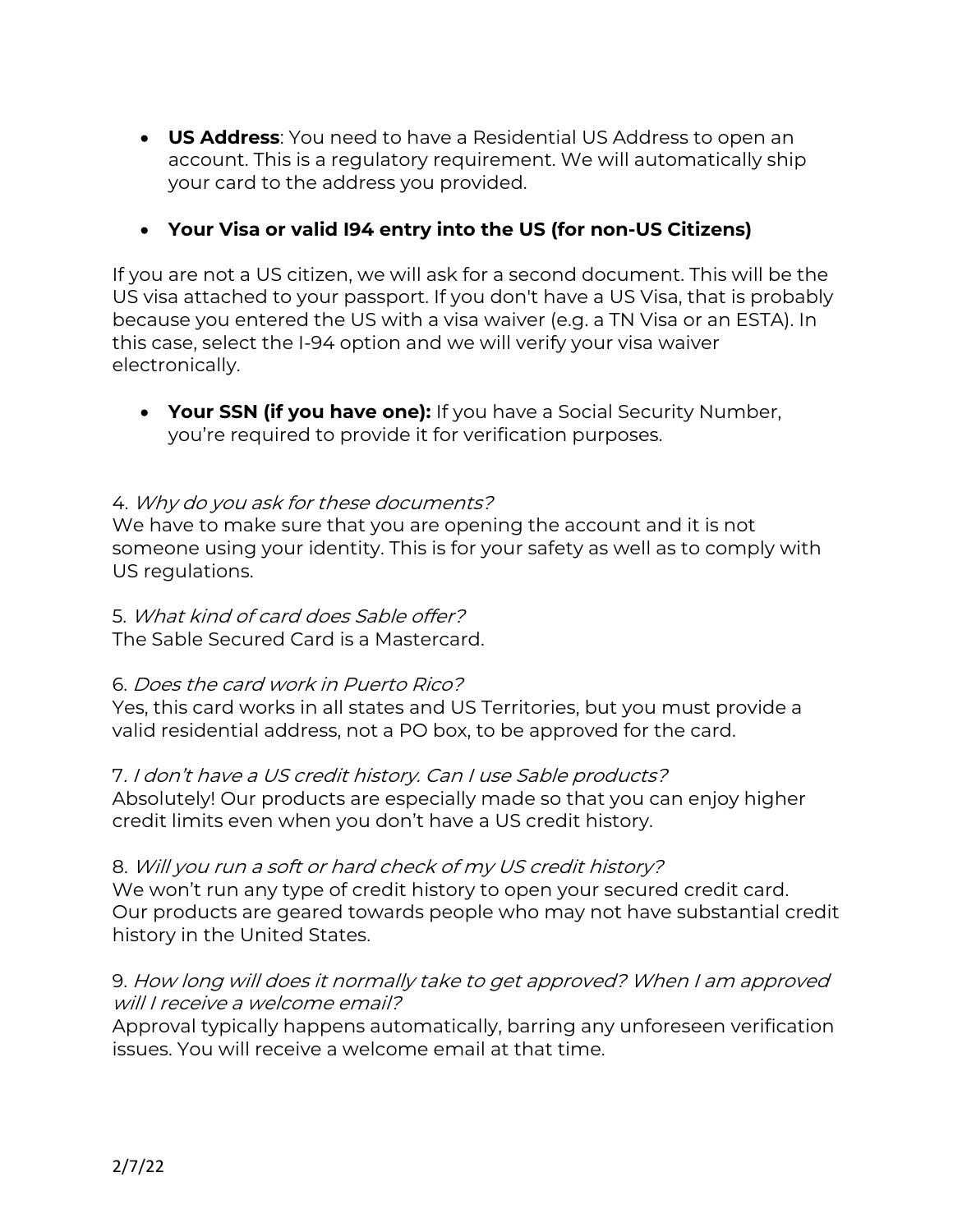- **US Address**: You need to have a Residential US Address to open an account. This is a regulatory requirement. We will automatically ship your card to the address you provided.

- **Your Visa or valid I94 entry into the US (for non-US Citizens)**

If you are not a US citizen, we will ask for a second document. This will be the US visa attached to your passport. If you don't have a US Visa, that is probably because you entered the US with a visa waiver (e.g. a TN Visa or an ESTA). In this case, select the I-94 option and we will verify your visa waiver electronically.

- **Your SSN (if you have one):** If you have a Social Security Number, you're required to provide it for verification purposes.

4. *Why do you ask for these documents?*
We have to make sure that you are opening the account and it is not someone using your identity. This is for your safety as well as to comply with US regulations.

5. *What kind of card does Sable offer?*
The Sable Secured Card is a Mastercard.

6. *Does the card work in Puerto Rico?*
Yes, this card works in all states and US Territories, but you must provide a valid residential address, not a PO box, to be approved for the card.

7. *I don't have a US credit history. Can I use Sable products?*
Absolutely! Our products are especially made so that you can enjoy higher credit limits even when you don't have a US credit history.

8. *Will you run a soft or hard check of my US credit history?*
We won't run any type of credit history to open your secured credit card. Our products are geared towards people who may not have substantial credit history in the United States.

9. *How long will does it normally take to get approved? When I am approved will I receive a welcome email?*
Approval typically happens automatically, barring any unforeseen verification issues. You will receive a welcome email at that time.

2/7/22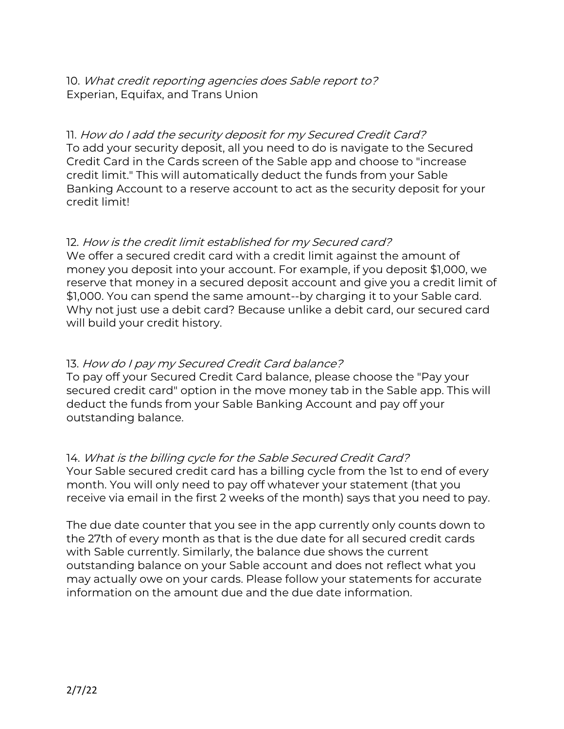10. *What credit reporting agencies does Sable report to?*
Experian, Equifax, and Trans Union

11. *How do I add the security deposit for my Secured Credit Card?*
To add your security deposit, all you need to do is navigate to the Secured Credit Card in the Cards screen of the Sable app and choose to "increase credit limit." This will automatically deduct the funds from your Sable Banking Account to a reserve account to act as the security deposit for your credit limit!

12. *How is the credit limit established for my Secured card?*
We offer a secured credit card with a credit limit against the amount of money you deposit into your account. For example, if you deposit $1,000, we reserve that money in a secured deposit account and give you a credit limit of $1,000. You can spend the same amount--by charging it to your Sable card. Why not just use a debit card? Because unlike a debit card, our secured card will build your credit history.

13. *How do I pay my Secured Credit Card balance?*
To pay off your Secured Credit Card balance, please choose the "Pay your secured credit card" option in the move money tab in the Sable app. This will deduct the funds from your Sable Banking Account and pay off your outstanding balance.

14. *What is the billing cycle for the Sable Secured Credit Card?*
Your Sable secured credit card has a billing cycle from the 1st to end of every month. You will only need to pay off whatever your statement (that you receive via email in the first 2 weeks of the month) says that you need to pay.

The due date counter that you see in the app currently only counts down to the 27th of every month as that is the due date for all secured credit cards with Sable currently. Similarly, the balance due shows the current outstanding balance on your Sable account and does not reflect what you may actually owe on your cards. Please follow your statements for accurate information on the amount due and the due date information.

2/7/22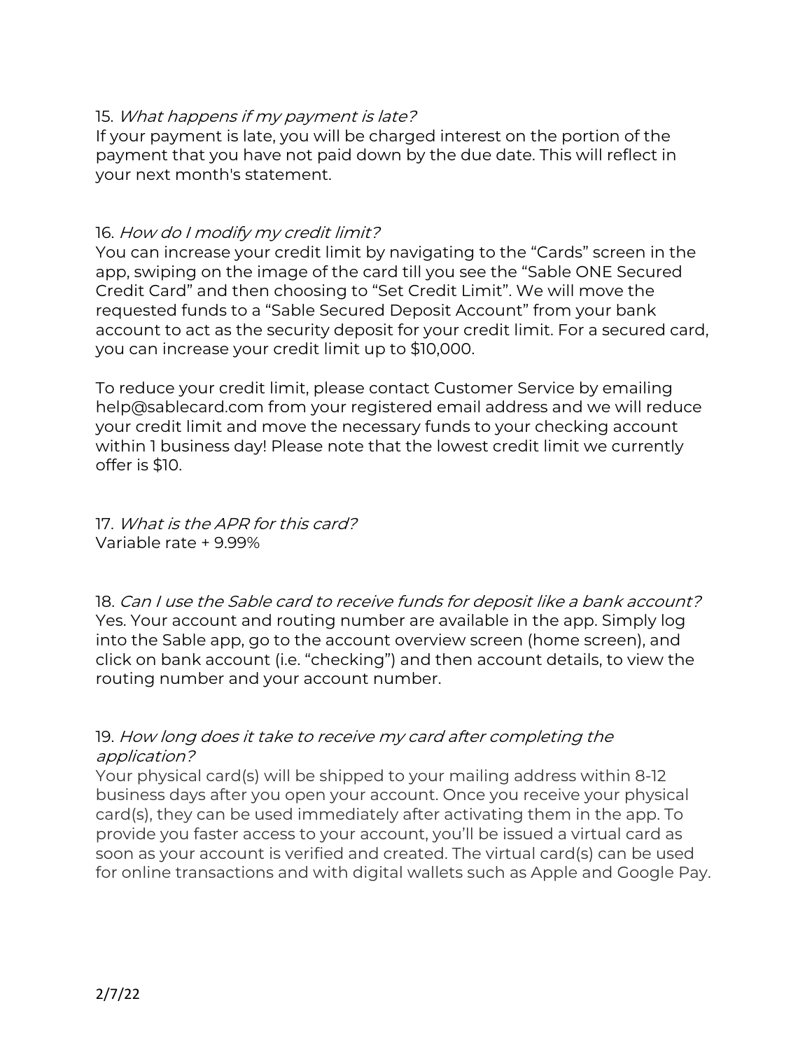15. *What happens if my payment is late?*
If your payment is late, you will be charged interest on the portion of the payment that you have not paid down by the due date. This will reflect in your next month's statement.

16. *How do I modify my credit limit?*
You can increase your credit limit by navigating to the "Cards" screen in the app, swiping on the image of the card till you see the "Sable ONE Secured Credit Card" and then choosing to "Set Credit Limit". We will move the requested funds to a "Sable Secured Deposit Account" from your bank account to act as the security deposit for your credit limit. For a secured card, you can increase your credit limit up to $10,000.

To reduce your credit limit, please contact Customer Service by emailing help@sablecard.com from your registered email address and we will reduce your credit limit and move the necessary funds to your checking account within 1 business day! Please note that the lowest credit limit we currently offer is $10.

17. *What is the APR for this card?*
Variable rate + 9.99%

18. *Can I use the Sable card to receive funds for deposit like a bank account?*
Yes. Your account and routing number are available in the app. Simply log into the Sable app, go to the account overview screen (home screen), and click on bank account (i.e. "checking") and then account details, to view the routing number and your account number.

19. *How long does it take to receive my card after completing the application?*
Your physical card(s) will be shipped to your mailing address within 8-12 business days after you open your account. Once you receive your physical card(s), they can be used immediately after activating them in the app. To provide you faster access to your account, you'll be issued a virtual card as soon as your account is verified and created. The virtual card(s) can be used for online transactions and with digital wallets such as Apple and Google Pay.

2/7/22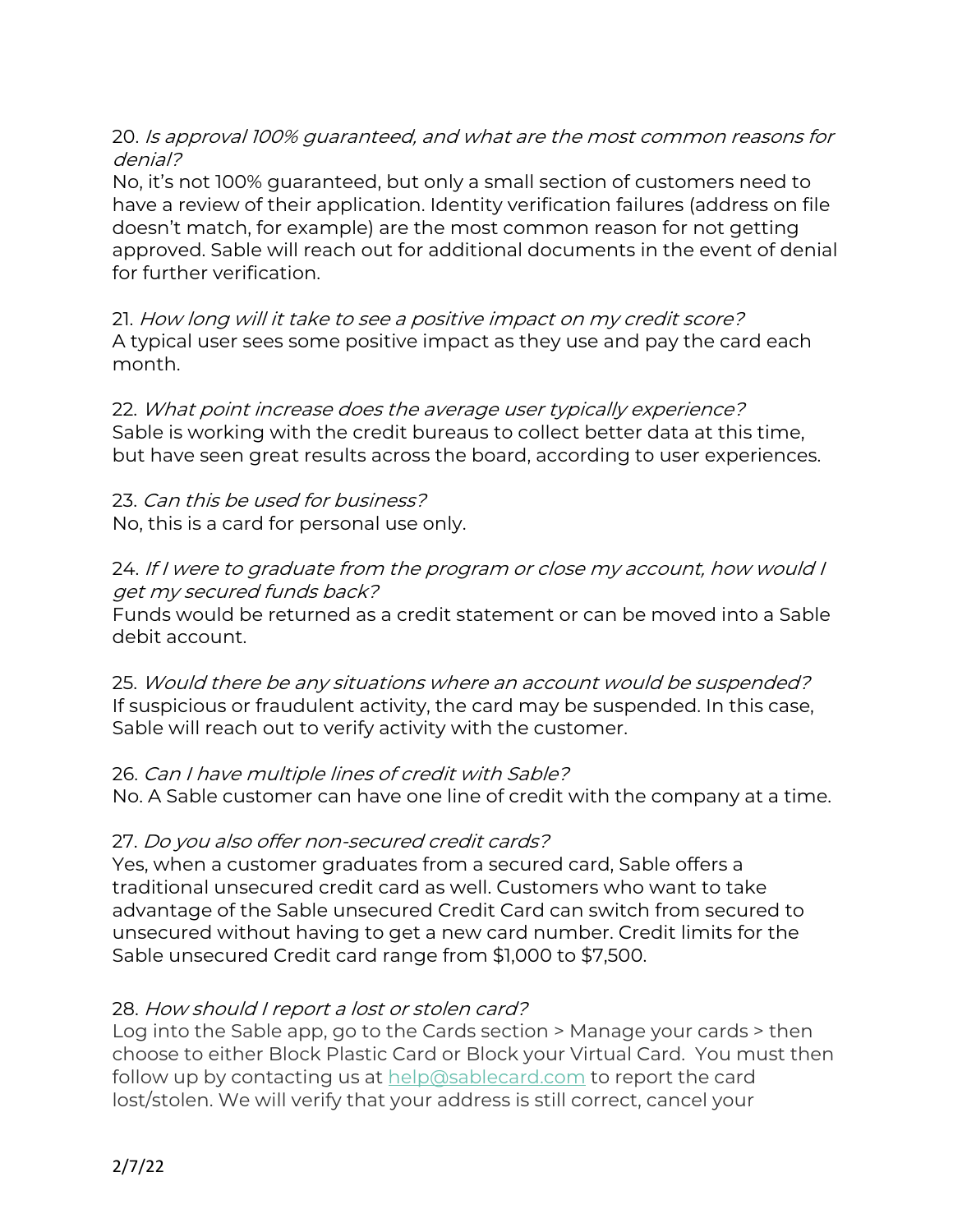20. *Is approval 100% guaranteed, and what are the most common reasons for denial?*
No, it's not 100% guaranteed, but only a small section of customers need to have a review of their application. Identity verification failures (address on file doesn't match, for example) are the most common reason for not getting approved. Sable will reach out for additional documents in the event of denial for further verification.

21. *How long will it take to see a positive impact on my credit score?*
A typical user sees some positive impact as they use and pay the card each month.

22. *What point increase does the average user typically experience?*
Sable is working with the credit bureaus to collect better data at this time, but have seen great results across the board, according to user experiences.

23. *Can this be used for business?*
No, this is a card for personal use only.

24. *If I were to graduate from the program or close my account, how would I get my secured funds back?*
Funds would be returned as a credit statement or can be moved into a Sable debit account.

25. *Would there be any situations where an account would be suspended?*
If suspicious or fraudulent activity, the card may be suspended. In this case, Sable will reach out to verify activity with the customer.

26. *Can I have multiple lines of credit with Sable?*
No. A Sable customer can have one line of credit with the company at a time.

27. *Do you also offer non-secured credit cards?*
Yes, when a customer graduates from a secured card, Sable offers a traditional unsecured credit card as well. Customers who want to take advantage of the Sable unsecured Credit Card can switch from secured to unsecured without having to get a new card number. Credit limits for the Sable unsecured Credit card range from $1,000 to $7,500.

28. *How should I report a lost or stolen card?*
Log into the Sable app, go to the Cards section > Manage your cards > then choose to either Block Plastic Card or Block your Virtual Card. You must then follow up by contacting us at [help@sablecard.com](mailto:help@sablecard.com) to report the card lost/stolen. We will verify that your address is still correct, cancel your

2/7/22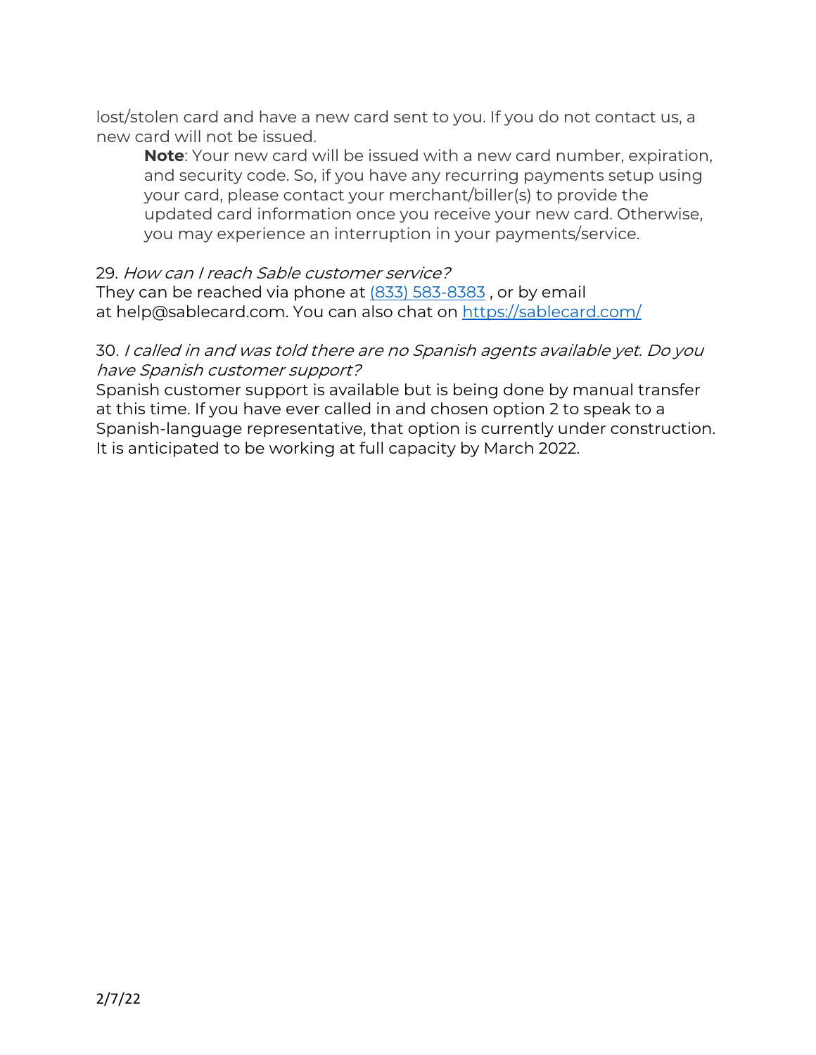lost/stolen card and have a new card sent to you. If you do not contact us, a new card will not be issued.

> **Note**: Your new card will be issued with a new card number, expiration, and security code. So, if you have any recurring payments setup using your card, please contact your merchant/biller(s) to provide the updated card information once you receive your new card. Otherwise, you may experience an interruption in your payments/service.

29. *How can I reach Sable customer service?*
They can be reached via phone at [(833) 583-8383](tel:8335838383) , or by email at help@sablecard.com. You can also chat on [https://sablecard.com/](https://sablecard.com/)

30. *I called in and was told there are no Spanish agents available yet. Do you have Spanish customer support?*
Spanish customer support is available but is being done by manual transfer at this time. If you have ever called in and chosen option 2 to speak to a Spanish-language representative, that option is currently under construction. It is anticipated to be working at full capacity by March 2022.

2/7/22